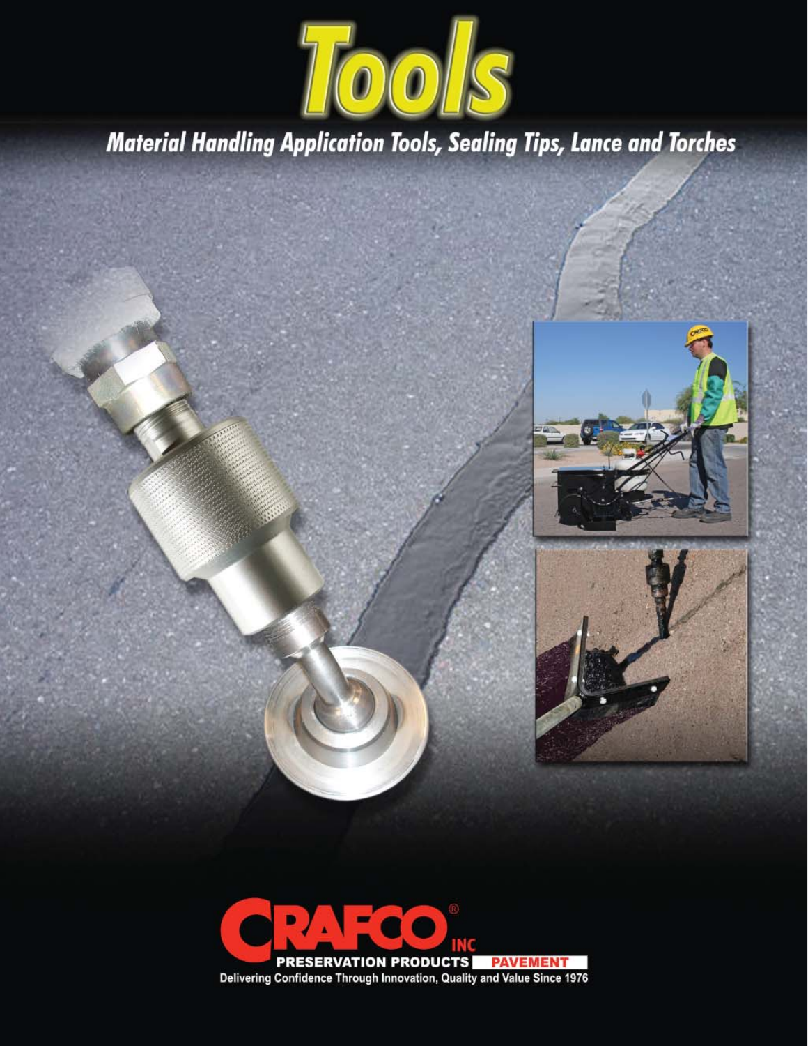# Tools

## Material Handling Application Tools, Sealing Tips, Lance and Torches

CRAFCO® INC

PRESERVATION PRODUCTS PAVEMENT

Delivering Confidence Through Innovation, Quality and Value Since 1976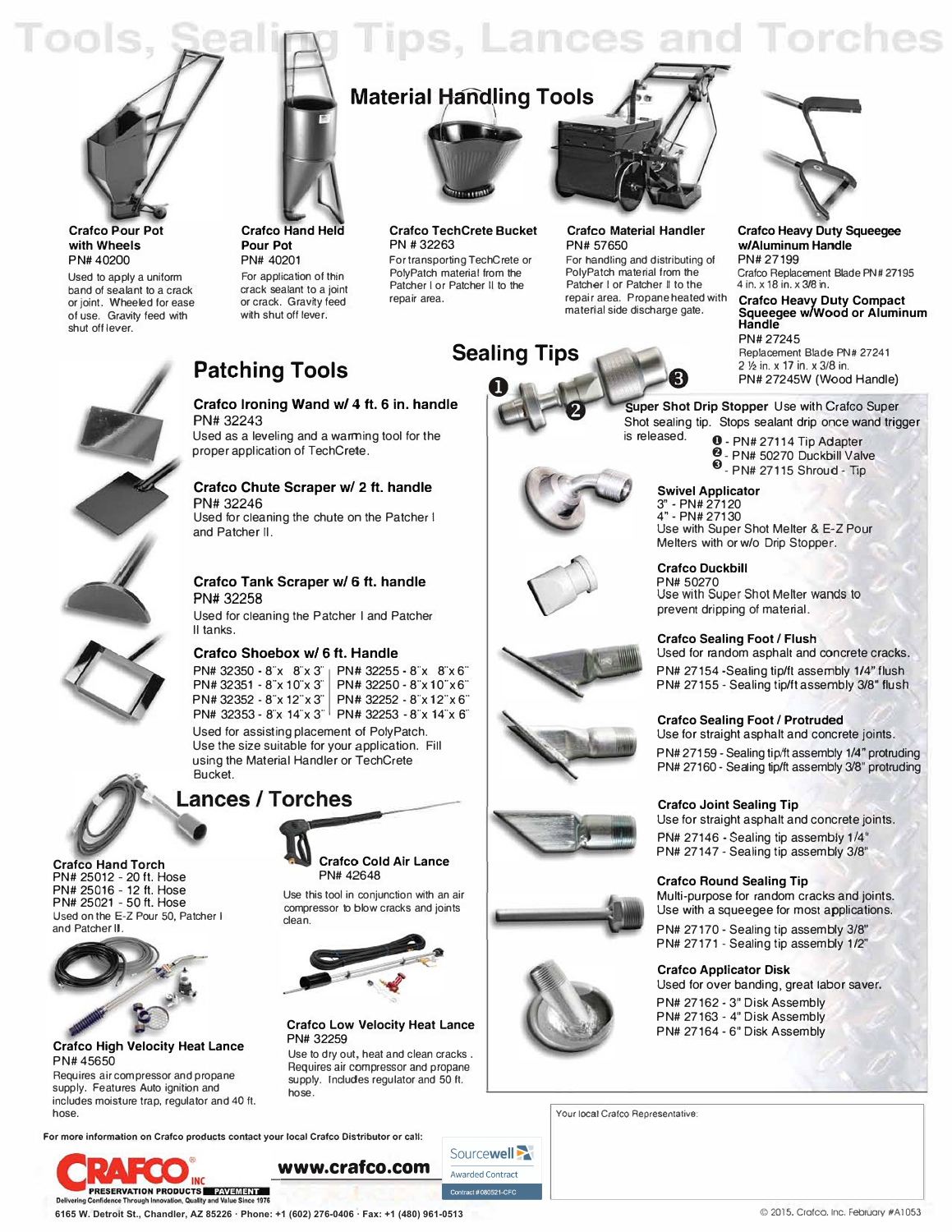# Tools, Sealing Tips, Lances and Torches

## Material Handling Tools

**Crafco Pour Pot with Wheels**
PN# 40200
Used to apply a uniform band of sealant to a crack or joint. Wheeled for ease of use. Gravity feed with shut off lever.

**Crafco Hand Held Pour Pot**
PN# 40201
For application of thin crack sealant to a joint or crack. Gravity feed with shut off lever.

**Crafco TechCrete Bucket**
PN # 32263
For transporting TechCrete or PolyPatch material from the Patcher I or Patcher II to the repair area.

**Crafco Material Handler**
PN# 57650
For handling and distributing of PolyPatch material from the Patcher I or Patcher II to the repair area. Propane heated with material side discharge gate.

**Crafco Heavy Duty Squeegee w/Aluminum Handle**
PN# 27199
Crafco Replacement Blade PN# 27195
4 in. x 18 in. x 3/8 in.

**Crafco Heavy Duty Compact Squeegee w/Wood or Aluminum Handle**
PN# 27245
Replacement Blade PN# 27241
2 ½ in. x 17 in. x 3/8 in.
PN# 27245W (Wood Handle)

## Patching Tools

**Crafco Ironing Wand w/ 4 ft. 6 in. handle**
PN# 32243
Used as a leveling and a warming tool for the proper application of TechCrete.

**Crafco Chute Scraper w/ 2 ft. handle**
PN# 32246
Used for cleaning the chute on the Patcher I and Patcher II.

**Crafco Tank Scraper w/ 6 ft. handle**
PN# 32258
Used for cleaning the Patcher I and Patcher II tanks.

**Crafco Shoebox w/ 6 ft. Handle**

| | |
|---|---|
| PN# 32350 - 8" x 8" x 3" | PN# 32255 - 8" x 8" x 6" |
| PN# 32351 - 8" x 10" x 3" | PN# 32250 - 8" x 10" x 6" |
| PN# 32352 - 8" x 12" x 3" | PN# 32252 - 8" x 12" x 6" |
| PN# 32353 - 8" x 14" x 3" | PN# 32253 - 8" x 14" x 6" |

Used for assisting placement of PolyPatch. Use the size suitable for your application. Fill using the Material Handler or TechCrete Bucket.

## Sealing Tips

**Super Shot Drip Stopper** Use with Crafco Super Shot sealing tip. Stops sealant drip once wand trigger is released.

1. - PN# 27114 Tip Adapter
2. - PN# 50270 Duckbill Valve
3. - PN# 27115 Shroud - Tip

**Swivel Applicator**
3" - PN# 27120
4" - PN# 27130
Use with Super Shot Melter & E-Z Pour Melters with or w/o Drip Stopper.

**Crafco Duckbill**
PN# 50270
Use with Super Shot Melter wands to prevent dripping of material.

**Crafco Sealing Foot / Flush**
Used for random asphalt and concrete cracks.
PN# 27154 -Sealing tip/ft assembly 1/4" flush
PN# 27155 - Sealing tip/ft assembly 3/8" flush

**Crafco Sealing Foot / Protruded**
Use for straight asphalt and concrete joints.
PN# 27159 - Sealing tip/ft assembly 1/4" protruding
PN# 27160 - Sealing tip/ft assembly 3/8" protruding

**Crafco Joint Sealing Tip**
Use for straight asphalt and concrete joints.
PN# 27146 - Sealing tip assembly 1/4"
PN# 27147 - Sealing tip assembly 3/8"

**Crafco Round Sealing Tip**
Multi-purpose for random cracks and joints. Use with a squeegee for most applications.
PN# 27170 - Sealing tip assembly 3/8"
PN# 27171 - Sealing tip assembly 1/2"

**Crafco Applicator Disk**
Used for over banding, great labor saver.
PN# 27162 - 3" Disk Assembly
PN# 27163 - 4" Disk Assembly
PN# 27164 - 6" Disk Assembly

## Lances / Torches

**Crafco Hand Torch**
PN# 25012 - 20 ft. Hose
PN# 25016 - 12 ft. Hose
PN# 25021 - 50 ft. Hose
Used on the E-Z Pour 50, Patcher I and Patcher II.

**Crafco Cold Air Lance**
PN# 42648
Use this tool in conjunction with an air compressor to blow cracks and joints clean.

**Crafco High Velocity Heat Lance**
PN# 45650
Requires air compressor and propane supply. Features Auto ignition and includes moisture trap, regulator and 40 ft. hose.

**Crafco Low Velocity Heat Lance**
PN# 32259
Use to dry out, heat and clean cracks. Requires air compressor and propane supply. Includes regulator and 50 ft. hose.

Your local Crafco Representative:

For more information on Crafco products contact your local Crafco Distributor or call:

CRAFCO INC
PAVEMENT PRESERVATION PRODUCTS
Delivering Confidence Through Innovation, Quality and Value Since 1976

www.crafco.com

Sourcewell Awarded Contract
Contract # 080521-CFC

6165 W. Detroit St., Chandler, AZ 85226 · Phone: +1 (602) 276-0406 · Fax: +1 (480) 961-0513

© 2015. Crafco, Inc. February #A1053